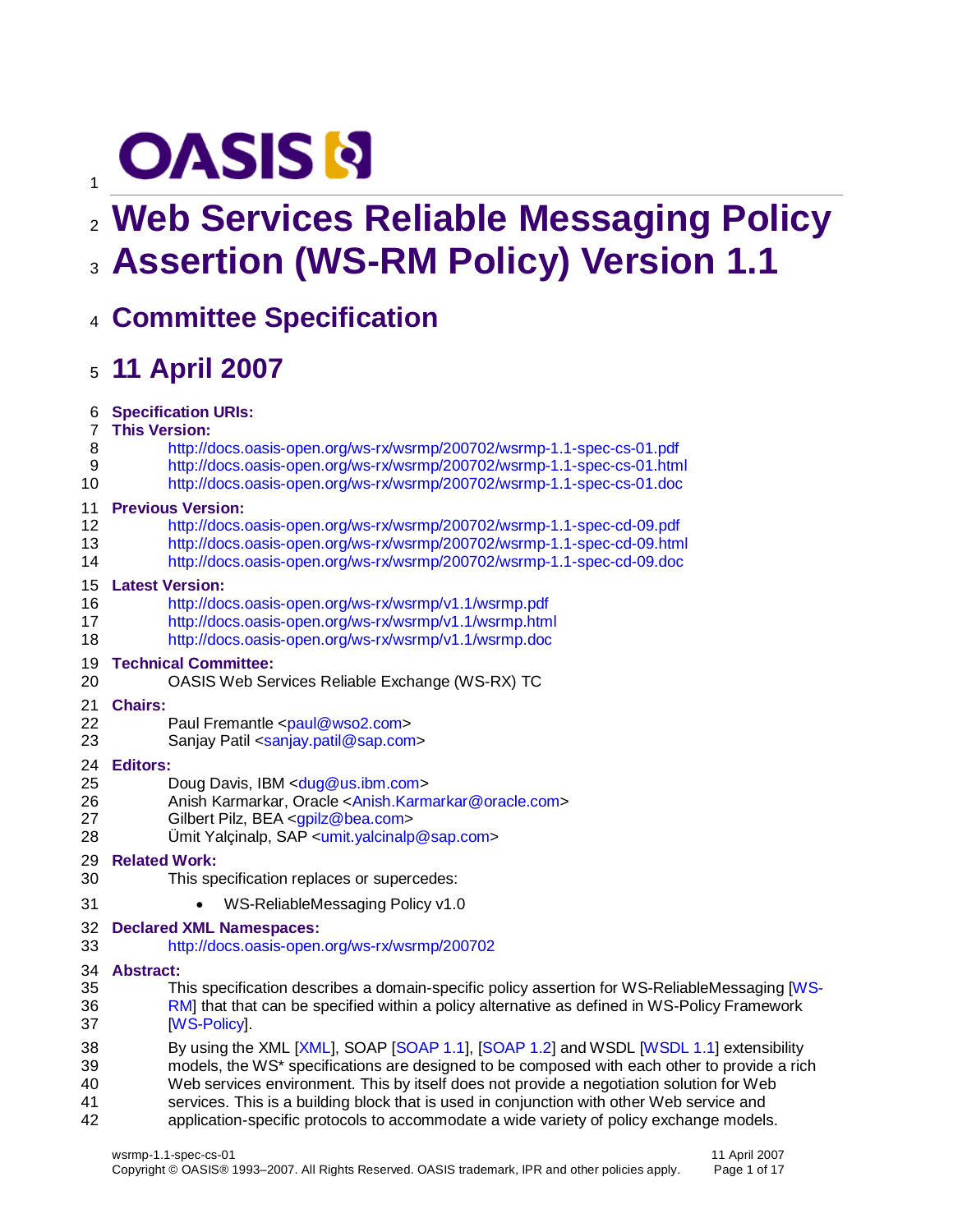# Web Services Reliable Messaging Policy Assertion (WS-RM Policy) Version 1.1

## Committee Specification

## 11 April 2007

**Specification URIs:**

**This Version:**

http://docs.oasis-open.org/ws-rx/wsrmp/200702/wsrmp-1.1-spec-cs-01.pdf
http://docs.oasis-open.org/ws-rx/wsrmp/200702/wsrmp-1.1-spec-cs-01.html
http://docs.oasis-open.org/ws-rx/wsrmp/200702/wsrmp-1.1-spec-cs-01.doc

**Previous Version:**

http://docs.oasis-open.org/ws-rx/wsrmp/200702/wsrmp-1.1-spec-cd-09.pdf
http://docs.oasis-open.org/ws-rx/wsrmp/200702/wsrmp-1.1-spec-cd-09.html
http://docs.oasis-open.org/ws-rx/wsrmp/200702/wsrmp-1.1-spec-cd-09.doc

**Latest Version:**

http://docs.oasis-open.org/ws-rx/wsrmp/v1.1/wsrmp.pdf
http://docs.oasis-open.org/ws-rx/wsrmp/v1.1/wsrmp.html
http://docs.oasis-open.org/ws-rx/wsrmp/v1.1/wsrmp.doc

**Technical Committee:**

OASIS Web Services Reliable Exchange (WS-RX) TC

**Chairs:**

Paul Fremantle <paul@wso2.com>
Sanjay Patil <sanjay.patil@sap.com>

**Editors:**

Doug Davis, IBM <dug@us.ibm.com>
Anish Karmarkar, Oracle <Anish.Karmarkar@oracle.com>
Gilbert Pilz, BEA <gpilz@bea.com>
Ümit Yalçinalp, SAP <umit.yalcinalp@sap.com>

**Related Work:**

This specification replaces or supercedes:

- WS-ReliableMessaging Policy v1.0

**Declared XML Namespaces:**

http://docs.oasis-open.org/ws-rx/wsrmp/200702

**Abstract:**

This specification describes a domain-specific policy assertion for WS-ReliableMessaging [WS-RM] that that can be specified within a policy alternative as defined in WS-Policy Framework [WS-Policy].

By using the XML [XML], SOAP [SOAP 1.1], [SOAP 1.2] and WSDL [WSDL 1.1] extensibility models, the WS* specifications are designed to be composed with each other to provide a rich Web services environment. This by itself does not provide a negotiation solution for Web services. This is a building block that is used in conjunction with other Web service and application-specific protocols to accommodate a wide variety of policy exchange models.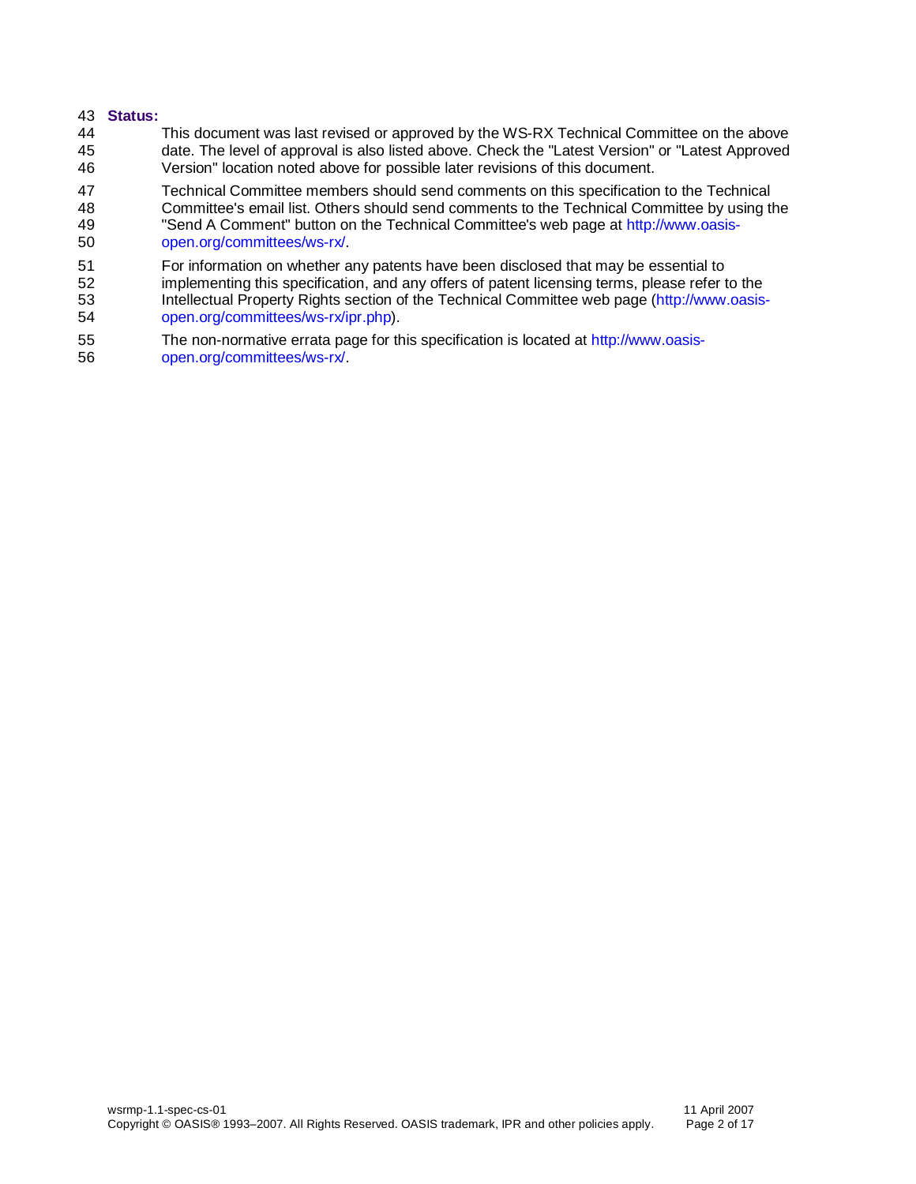**Status:**

This document was last revised or approved by the WS-RX Technical Committee on the above date. The level of approval is also listed above. Check the "Latest Version" or "Latest Approved Version" location noted above for possible later revisions of this document.

Technical Committee members should send comments on this specification to the Technical Committee's email list. Others should send comments to the Technical Committee by using the "Send A Comment" button on the Technical Committee's web page at http://www.oasis-open.org/committees/ws-rx/.

For information on whether any patents have been disclosed that may be essential to implementing this specification, and any offers of patent licensing terms, please refer to the Intellectual Property Rights section of the Technical Committee web page (http://www.oasis-open.org/committees/ws-rx/ipr.php).

The non-normative errata page for this specification is located at http://www.oasis-open.org/committees/ws-rx/.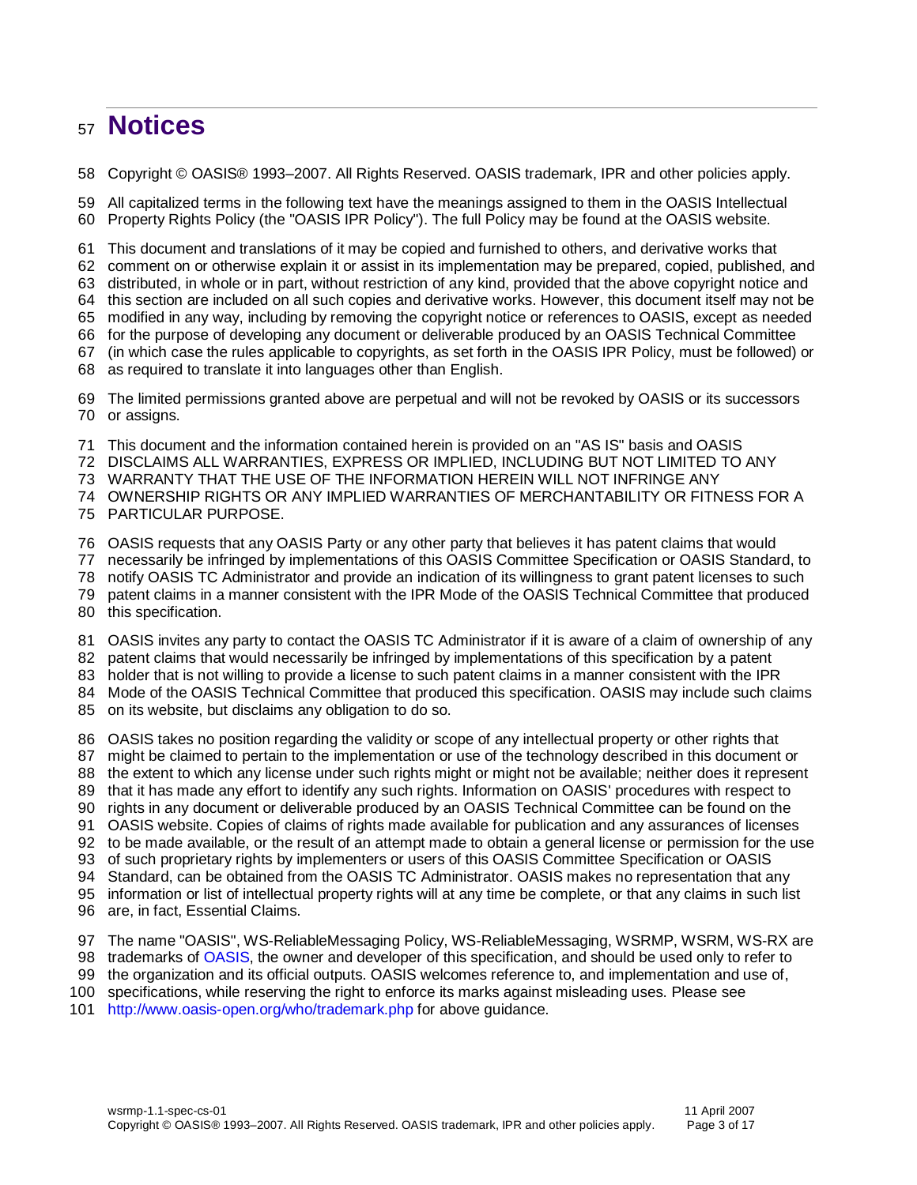# Notices

Copyright © OASIS® 1993–2007. All Rights Reserved. OASIS trademark, IPR and other policies apply.

All capitalized terms in the following text have the meanings assigned to them in the OASIS Intellectual Property Rights Policy (the "OASIS IPR Policy"). The full Policy may be found at the OASIS website.

This document and translations of it may be copied and furnished to others, and derivative works that comment on or otherwise explain it or assist in its implementation may be prepared, copied, published, and distributed, in whole or in part, without restriction of any kind, provided that the above copyright notice and this section are included on all such copies and derivative works. However, this document itself may not be modified in any way, including by removing the copyright notice or references to OASIS, except as needed for the purpose of developing any document or deliverable produced by an OASIS Technical Committee (in which case the rules applicable to copyrights, as set forth in the OASIS IPR Policy, must be followed) or as required to translate it into languages other than English.

The limited permissions granted above are perpetual and will not be revoked by OASIS or its successors or assigns.

This document and the information contained herein is provided on an "AS IS" basis and OASIS DISCLAIMS ALL WARRANTIES, EXPRESS OR IMPLIED, INCLUDING BUT NOT LIMITED TO ANY WARRANTY THAT THE USE OF THE INFORMATION HEREIN WILL NOT INFRINGE ANY OWNERSHIP RIGHTS OR ANY IMPLIED WARRANTIES OF MERCHANTABILITY OR FITNESS FOR A PARTICULAR PURPOSE.

OASIS requests that any OASIS Party or any other party that believes it has patent claims that would necessarily be infringed by implementations of this OASIS Committee Specification or OASIS Standard, to notify OASIS TC Administrator and provide an indication of its willingness to grant patent licenses to such patent claims in a manner consistent with the IPR Mode of the OASIS Technical Committee that produced this specification.

OASIS invites any party to contact the OASIS TC Administrator if it is aware of a claim of ownership of any patent claims that would necessarily be infringed by implementations of this specification by a patent holder that is not willing to provide a license to such patent claims in a manner consistent with the IPR Mode of the OASIS Technical Committee that produced this specification. OASIS may include such claims on its website, but disclaims any obligation to do so.

OASIS takes no position regarding the validity or scope of any intellectual property or other rights that might be claimed to pertain to the implementation or use of the technology described in this document or the extent to which any license under such rights might or might not be available; neither does it represent that it has made any effort to identify any such rights. Information on OASIS' procedures with respect to rights in any document or deliverable produced by an OASIS Technical Committee can be found on the OASIS website. Copies of claims of rights made available for publication and any assurances of licenses to be made available, or the result of an attempt made to obtain a general license or permission for the use of such proprietary rights by implementers or users of this OASIS Committee Specification or OASIS Standard, can be obtained from the OASIS TC Administrator. OASIS makes no representation that any information or list of intellectual property rights will at any time be complete, or that any claims in such list are, in fact, Essential Claims.

The name "OASIS", WS-ReliableMessaging Policy, WS-ReliableMessaging, WSRMP, WSRM, WS-RX are trademarks of OASIS, the owner and developer of this specification, and should be used only to refer to the organization and its official outputs. OASIS welcomes reference to, and implementation and use of, specifications, while reserving the right to enforce its marks against misleading uses. Please see http://www.oasis-open.org/who/trademark.php for above guidance.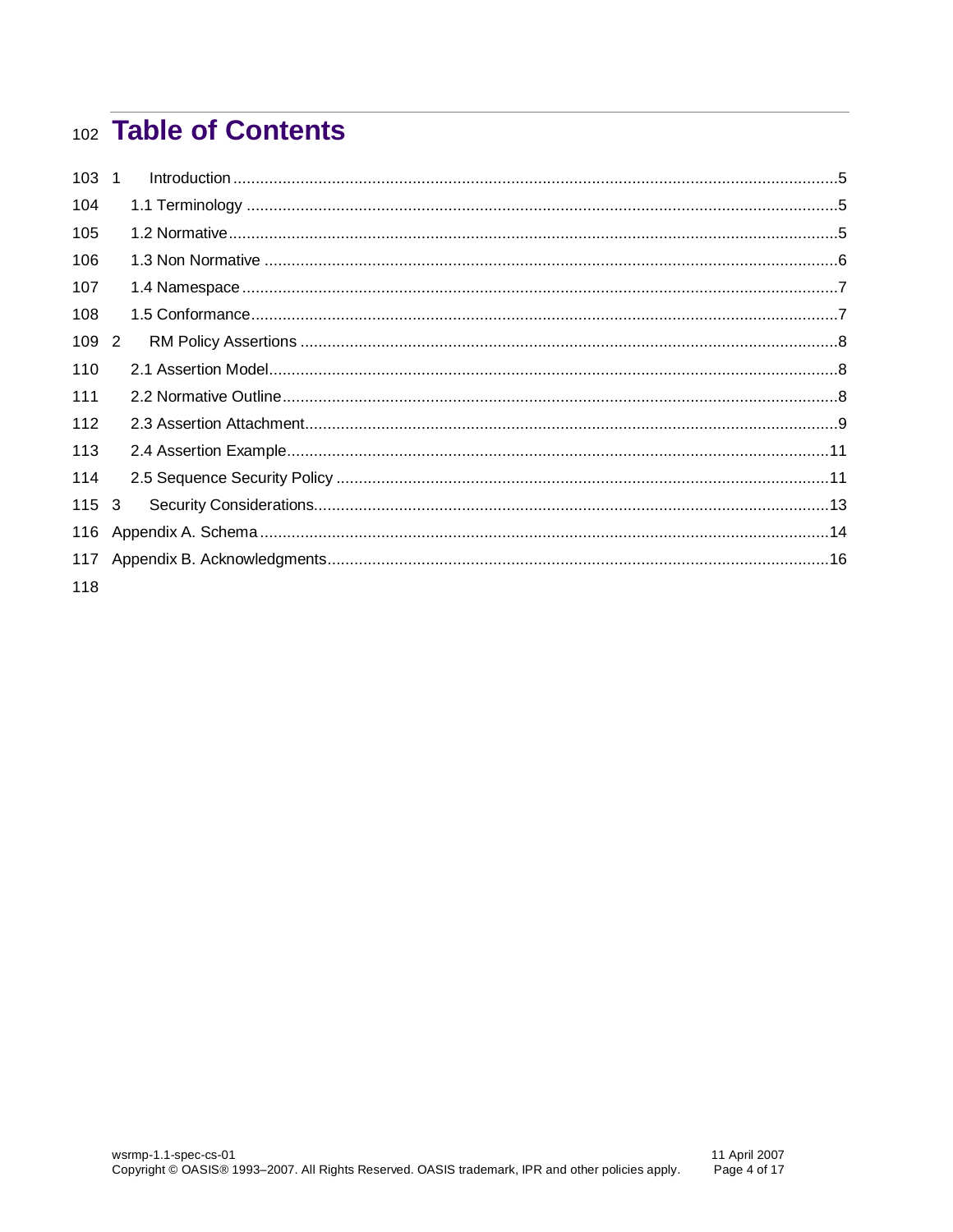# Table of Contents

1 Introduction .....5
  1.1 Terminology .....5
  1.2 Normative .....5
  1.3 Non Normative .....6
  1.4 Namespace .....7
  1.5 Conformance .....7
2 RM Policy Assertions .....8
  2.1 Assertion Model .....8
  2.2 Normative Outline .....8
  2.3 Assertion Attachment .....9
  2.4 Assertion Example .....11
  2.5 Sequence Security Policy .....11
3 Security Considerations .....13
Appendix A. Schema .....14
Appendix B. Acknowledgments .....16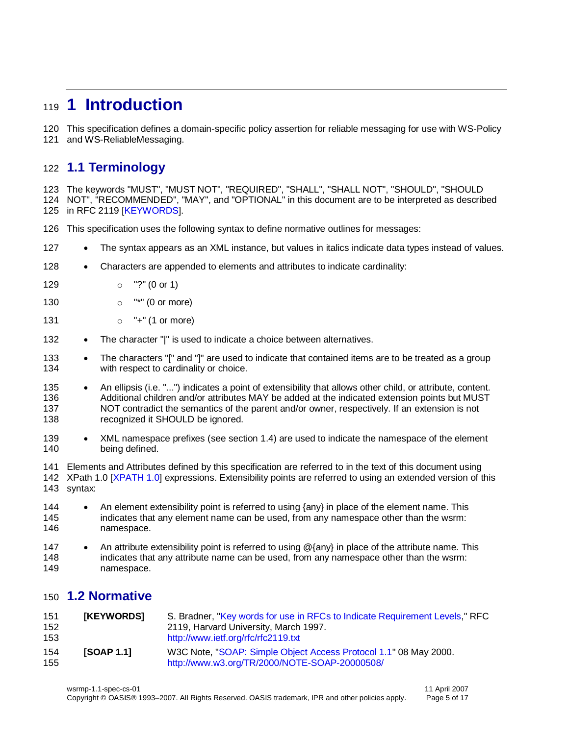# 1 Introduction

This specification defines a domain-specific policy assertion for reliable messaging for use with WS-Policy and WS-ReliableMessaging.

## 1.1 Terminology

The keywords "MUST", "MUST NOT", "REQUIRED", "SHALL", "SHALL NOT", "SHOULD", "SHOULD NOT", "RECOMMENDED", "MAY", and "OPTIONAL" in this document are to be interpreted as described in RFC 2119 [KEYWORDS].

This specification uses the following syntax to define normative outlines for messages:

- The syntax appears as an XML instance, but values in italics indicate data types instead of values.
- Characters are appended to elements and attributes to indicate cardinality:
  - "?" (0 or 1)
  - "*" (0 or more)
  - "+" (1 or more)
- The character "|" is used to indicate a choice between alternatives.
- The characters "[" and "]" are used to indicate that contained items are to be treated as a group with respect to cardinality or choice.
- An ellipsis (i.e. "...") indicates a point of extensibility that allows other child, or attribute, content. Additional children and/or attributes MAY be added at the indicated extension points but MUST NOT contradict the semantics of the parent and/or owner, respectively. If an extension is not recognized it SHOULD be ignored.
- XML namespace prefixes (see section 1.4) are used to indicate the namespace of the element being defined.

Elements and Attributes defined by this specification are referred to in the text of this document using XPath 1.0 [XPATH 1.0] expressions. Extensibility points are referred to using an extended version of this syntax:

- An element extensibility point is referred to using {any} in place of the element name. This indicates that any element name can be used, from any namespace other than the wsrm: namespace.
- An attribute extensibility point is referred to using @{any} in place of the attribute name. This indicates that any attribute name can be used, from any namespace other than the wsrm: namespace.

## 1.2 Normative

| | |
|---|---|
| **[KEYWORDS]** | S. Bradner, "Key words for use in RFCs to Indicate Requirement Levels," RFC 2119, Harvard University, March 1997. http://www.ietf.org/rfc/rfc2119.txt |
| **[SOAP 1.1]** | W3C Note, "SOAP: Simple Object Access Protocol 1.1" 08 May 2000. http://www.w3.org/TR/2000/NOTE-SOAP-20000508/ |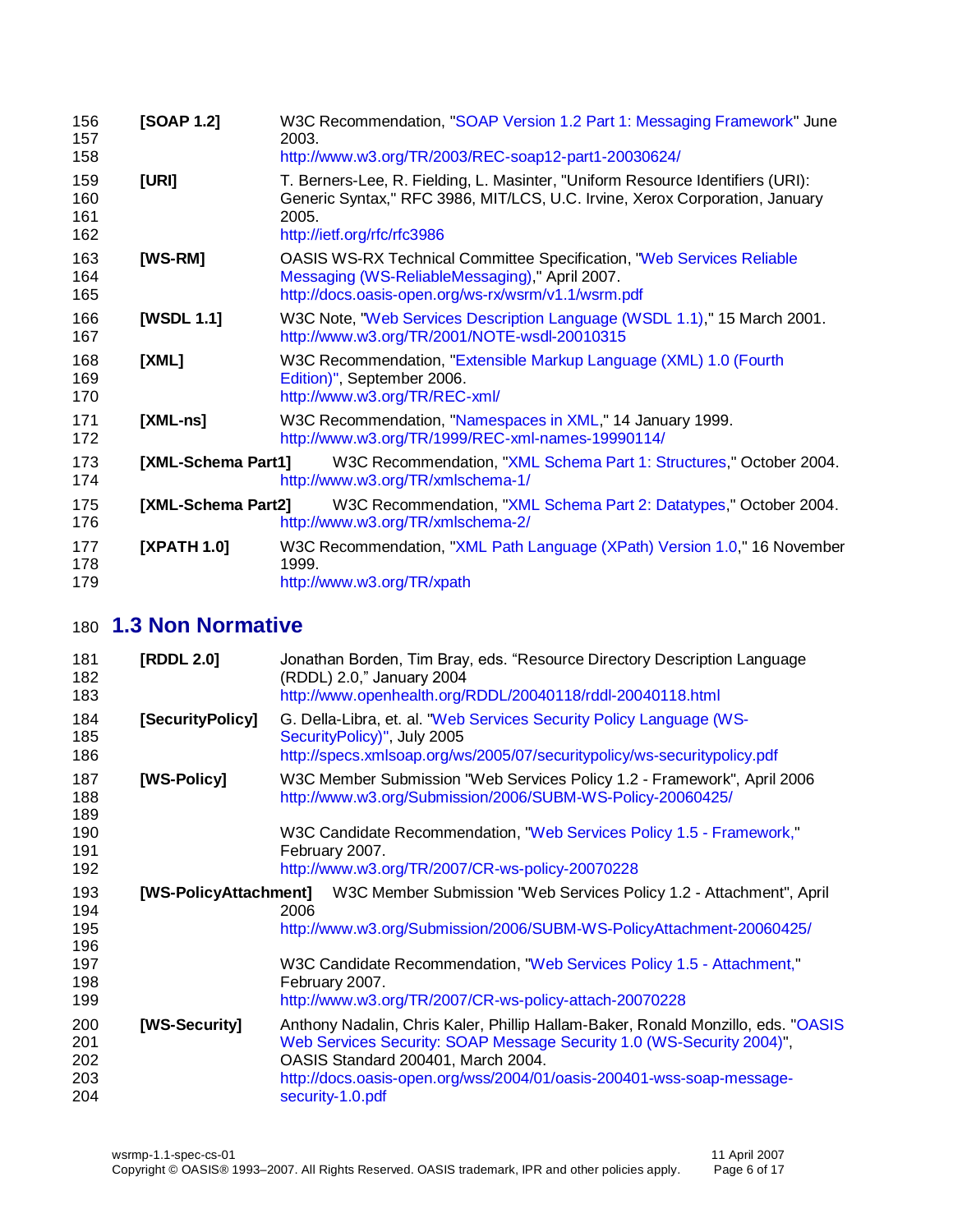**[SOAP 1.2]** W3C Recommendation, "SOAP Version 1.2 Part 1: Messaging Framework" June 2003.
http://www.w3.org/TR/2003/REC-soap12-part1-20030624/

**[URI]** T. Berners-Lee, R. Fielding, L. Masinter, "Uniform Resource Identifiers (URI): Generic Syntax," RFC 3986, MIT/LCS, U.C. Irvine, Xerox Corporation, January 2005.
http://ietf.org/rfc/rfc3986

**[WS-RM]** OASIS WS-RX Technical Committee Specification, "Web Services Reliable Messaging (WS-ReliableMessaging)," April 2007.
http://docs.oasis-open.org/ws-rx/wsrm/v1.1/wsrm.pdf

**[WSDL 1.1]** W3C Note, "Web Services Description Language (WSDL 1.1)," 15 March 2001.
http://www.w3.org/TR/2001/NOTE-wsdl-20010315

**[XML]** W3C Recommendation, "Extensible Markup Language (XML) 1.0 (Fourth Edition)", September 2006.
http://www.w3.org/TR/REC-xml/

**[XML-ns]** W3C Recommendation, "Namespaces in XML," 14 January 1999.
http://www.w3.org/TR/1999/REC-xml-names-19990114/

**[XML-Schema Part1]** W3C Recommendation, "XML Schema Part 1: Structures," October 2004.
http://www.w3.org/TR/xmlschema-1/

**[XML-Schema Part2]** W3C Recommendation, "XML Schema Part 2: Datatypes," October 2004.
http://www.w3.org/TR/xmlschema-2/

**[XPATH 1.0]** W3C Recommendation, "XML Path Language (XPath) Version 1.0," 16 November 1999.
http://www.w3.org/TR/xpath

## 1.3 Non Normative

**[RDDL 2.0]** Jonathan Borden, Tim Bray, eds. "Resource Directory Description Language (RDDL) 2.0," January 2004
http://www.openhealth.org/RDDL/20040118/rddl-20040118.html

**[SecurityPolicy]** G. Della-Libra, et. al. "Web Services Security Policy Language (WS-SecurityPolicy)", July 2005
http://specs.xmlsoap.org/ws/2005/07/securitypolicy/ws-securitypolicy.pdf

**[WS-Policy]** W3C Member Submission "Web Services Policy 1.2 - Framework", April 2006
http://www.w3.org/Submission/2006/SUBM-WS-Policy-20060425/

W3C Candidate Recommendation, "Web Services Policy 1.5 - Framework," February 2007.
http://www.w3.org/TR/2007/CR-ws-policy-20070228

**[WS-PolicyAttachment]** W3C Member Submission "Web Services Policy 1.2 - Attachment", April 2006
http://www.w3.org/Submission/2006/SUBM-WS-PolicyAttachment-20060425/

W3C Candidate Recommendation, "Web Services Policy 1.5 - Attachment," February 2007.
http://www.w3.org/TR/2007/CR-ws-policy-attach-20070228

**[WS-Security]** Anthony Nadalin, Chris Kaler, Phillip Hallam-Baker, Ronald Monzillo, eds. "OASIS Web Services Security: SOAP Message Security 1.0 (WS-Security 2004)", OASIS Standard 200401, March 2004.
http://docs.oasis-open.org/wss/2004/01/oasis-200401-wss-soap-message-security-1.0.pdf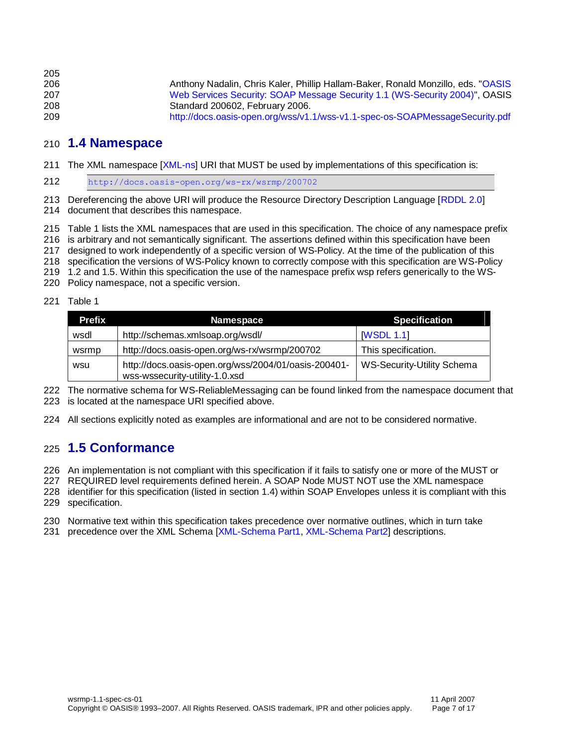Anthony Nadalin, Chris Kaler, Phillip Hallam-Baker, Ronald Monzillo, eds. "OASIS Web Services Security: SOAP Message Security 1.1 (WS-Security 2004)", OASIS Standard 200602, February 2006.
http://docs.oasis-open.org/wss/v1.1/wss-v1.1-spec-os-SOAPMessageSecurity.pdf

## 1.4 Namespace

The XML namespace [XML-ns] URI that MUST be used by implementations of this specification is:

```
http://docs.oasis-open.org/ws-rx/wsrmp/200702
```

Dereferencing the above URI will produce the Resource Directory Description Language [RDDL 2.0] document that describes this namespace.

Table 1 lists the XML namespaces that are used in this specification. The choice of any namespace prefix is arbitrary and not semantically significant. The assertions defined within this specification have been designed to work independently of a specific version of WS-Policy. At the time of the publication of this specification the versions of WS-Policy known to correctly compose with this specification are WS-Policy 1.2 and 1.5. Within this specification the use of the namespace prefix wsp refers generically to the WS-Policy namespace, not a specific version.

Table 1

| Prefix | Namespace | Specification |
|---|---|---|
| wsdl | http://schemas.xmlsoap.org/wsdl/ | [WSDL 1.1] |
| wsrmp | http://docs.oasis-open.org/ws-rx/wsrmp/200702 | This specification. |
| wsu | http://docs.oasis-open.org/wss/2004/01/oasis-200401-wss-wssecurity-utility-1.0.xsd | WS-Security-Utility Schema |

The normative schema for WS-ReliableMessaging can be found linked from the namespace document that is located at the namespace URI specified above.

All sections explicitly noted as examples are informational and are not to be considered normative.

## 1.5 Conformance

An implementation is not compliant with this specification if it fails to satisfy one or more of the MUST or REQUIRED level requirements defined herein. A SOAP Node MUST NOT use the XML namespace identifier for this specification (listed in section 1.4) within SOAP Envelopes unless it is compliant with this specification.

Normative text within this specification takes precedence over normative outlines, which in turn take precedence over the XML Schema [XML-Schema Part1, XML-Schema Part2] descriptions.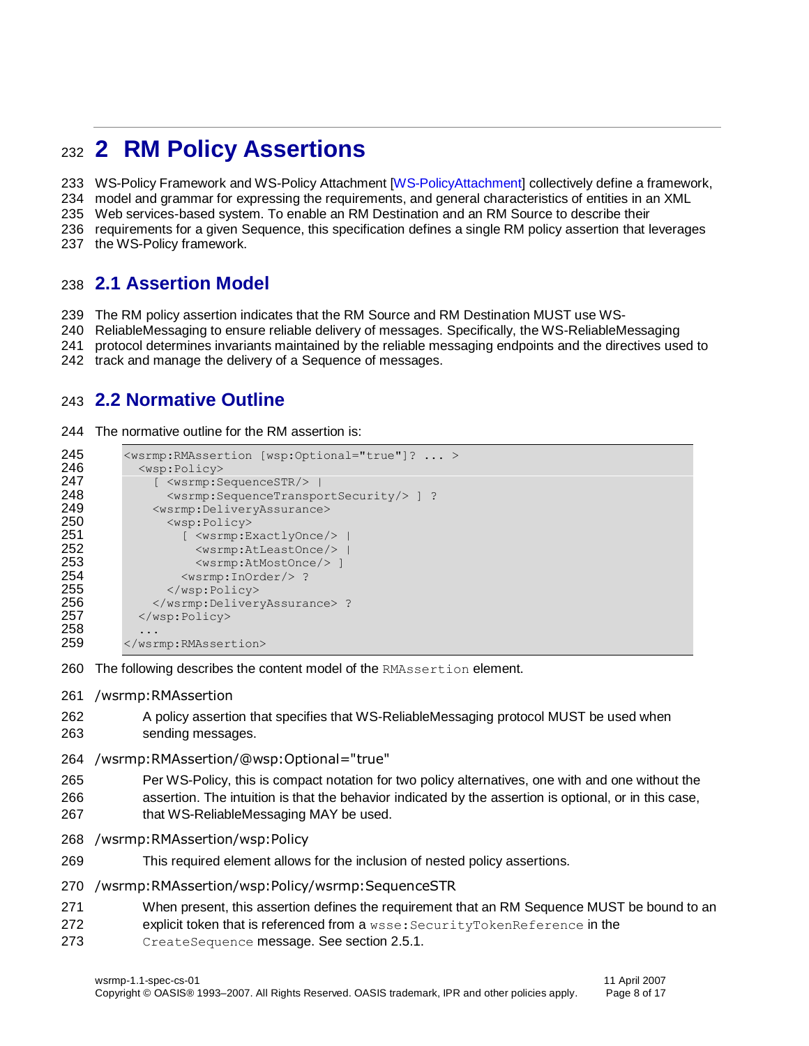# 2 RM Policy Assertions

WS-Policy Framework and WS-Policy Attachment [WS-PolicyAttachment] collectively define a framework, model and grammar for expressing the requirements, and general characteristics of entities in an XML Web services-based system. To enable an RM Destination and an RM Source to describe their requirements for a given Sequence, this specification defines a single RM policy assertion that leverages the WS-Policy framework.

## 2.1 Assertion Model

The RM policy assertion indicates that the RM Source and RM Destination MUST use WS-ReliableMessaging to ensure reliable delivery of messages. Specifically, the WS-ReliableMessaging protocol determines invariants maintained by the reliable messaging endpoints and the directives used to track and manage the delivery of a Sequence of messages.

## 2.2 Normative Outline

The normative outline for the RM assertion is:

```
<wsrmp:RMAssertion [wsp:Optional="true"]? ... >
  <wsp:Policy>
    [ <wsrmp:SequenceSTR/> |
      <wsrmp:SequenceTransportSecurity/> ] ?
    <wsrmp:DeliveryAssurance>
      <wsp:Policy>
        [ <wsrmp:ExactlyOnce/> |
          <wsrmp:AtLeastOnce/> |
          <wsrmp:AtMostOnce/> ]
        <wsrmp:InOrder/> ?
      </wsp:Policy>
    </wsrmp:DeliveryAssurance> ?
  </wsp:Policy>
  ...
</wsrmp:RMAssertion>
```

The following describes the content model of the `RMAssertion` element.

/wsrmp:RMAssertion

A policy assertion that specifies that WS-ReliableMessaging protocol MUST be used when sending messages.

/wsrmp:RMAssertion/@wsp:Optional="true"

Per WS-Policy, this is compact notation for two policy alternatives, one with and one without the assertion. The intuition is that the behavior indicated by the assertion is optional, or in this case, that WS-ReliableMessaging MAY be used.

/wsrmp:RMAssertion/wsp:Policy

This required element allows for the inclusion of nested policy assertions.

/wsrmp:RMAssertion/wsp:Policy/wsrmp:SequenceSTR

When present, this assertion defines the requirement that an RM Sequence MUST be bound to an explicit token that is referenced from a `wsse:SecurityTokenReference` in the `CreateSequence` message. See section 2.5.1.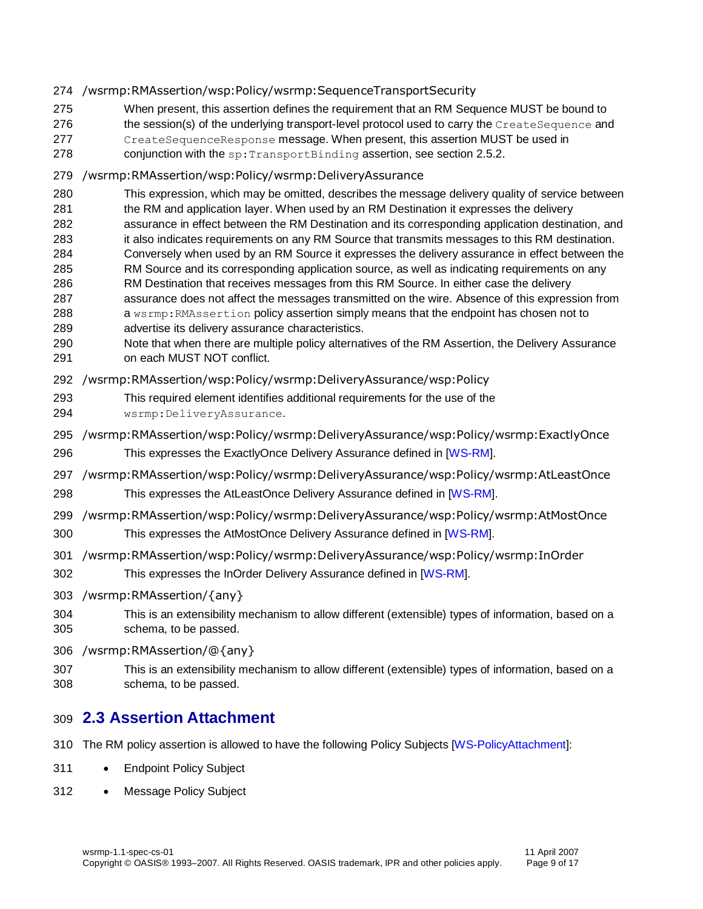/wsrmp:RMAssertion/wsp:Policy/wsrmp:SequenceTransportSecurity

When present, this assertion defines the requirement that an RM Sequence MUST be bound to the session(s) of the underlying transport-level protocol used to carry the `CreateSequence` and `CreateSequenceResponse` message. When present, this assertion MUST be used in conjunction with the `sp:TransportBinding` assertion, see section 2.5.2.

/wsrmp:RMAssertion/wsp:Policy/wsrmp:DeliveryAssurance

This expression, which may be omitted, describes the message delivery quality of service between the RM and application layer. When used by an RM Destination it expresses the delivery assurance in effect between the RM Destination and its corresponding application destination, and it also indicates requirements on any RM Source that transmits messages to this RM destination. Conversely when used by an RM Source it expresses the delivery assurance in effect between the RM Source and its corresponding application source, as well as indicating requirements on any RM Destination that receives messages from this RM Source. In either case the delivery assurance does not affect the messages transmitted on the wire. Absence of this expression from a `wsrmp:RMAssertion` policy assertion simply means that the endpoint has chosen not to advertise its delivery assurance characteristics.

Note that when there are multiple policy alternatives of the RM Assertion, the Delivery Assurance on each MUST NOT conflict.

/wsrmp:RMAssertion/wsp:Policy/wsrmp:DeliveryAssurance/wsp:Policy

This required element identifies additional requirements for the use of the `wsrmp:DeliveryAssurance`.

/wsrmp:RMAssertion/wsp:Policy/wsrmp:DeliveryAssurance/wsp:Policy/wsrmp:ExactlyOnce

This expresses the ExactlyOnce Delivery Assurance defined in [WS-RM].

/wsrmp:RMAssertion/wsp:Policy/wsrmp:DeliveryAssurance/wsp:Policy/wsrmp:AtLeastOnce

This expresses the AtLeastOnce Delivery Assurance defined in [WS-RM].

/wsrmp:RMAssertion/wsp:Policy/wsrmp:DeliveryAssurance/wsp:Policy/wsrmp:AtMostOnce

This expresses the AtMostOnce Delivery Assurance defined in [WS-RM].

/wsrmp:RMAssertion/wsp:Policy/wsrmp:DeliveryAssurance/wsp:Policy/wsrmp:InOrder

This expresses the InOrder Delivery Assurance defined in [WS-RM].

/wsrmp:RMAssertion/{any}

This is an extensibility mechanism to allow different (extensible) types of information, based on a schema, to be passed.

/wsrmp:RMAssertion/@{any}

This is an extensibility mechanism to allow different (extensible) types of information, based on a schema, to be passed.

## 2.3 Assertion Attachment

The RM policy assertion is allowed to have the following Policy Subjects [WS-PolicyAttachment]:

- Endpoint Policy Subject
- Message Policy Subject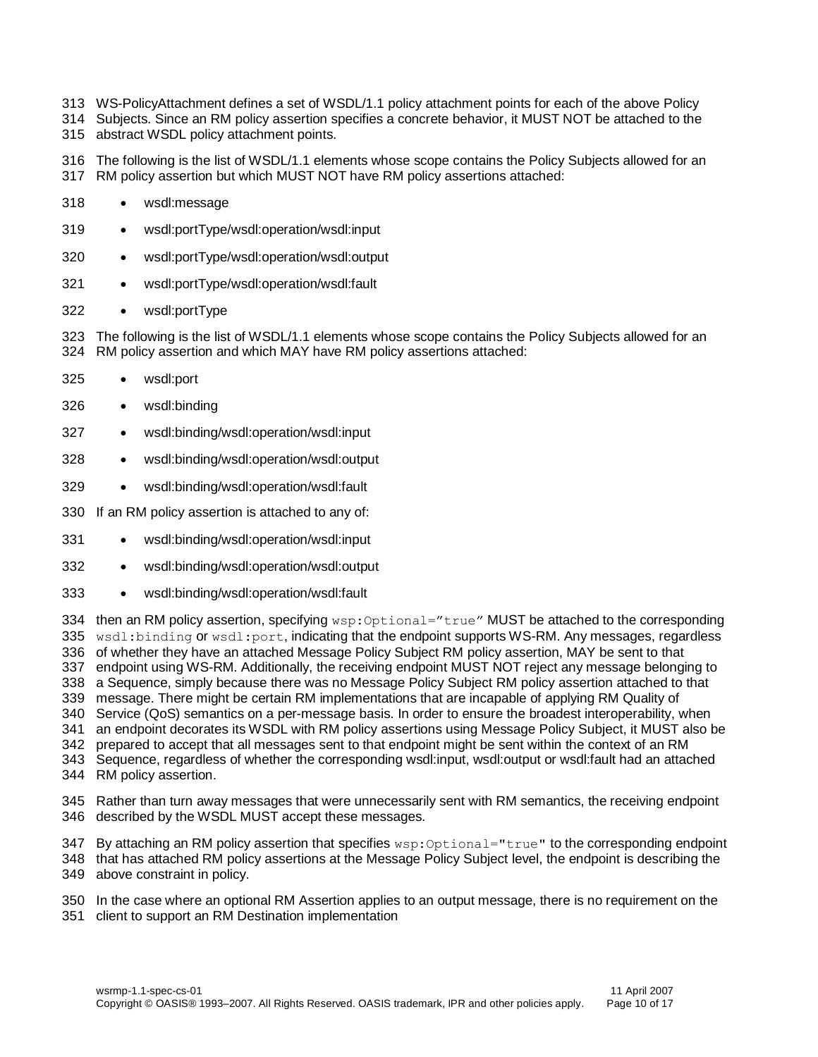WS-PolicyAttachment defines a set of WSDL/1.1 policy attachment points for each of the above Policy Subjects. Since an RM policy assertion specifies a concrete behavior, it MUST NOT be attached to the abstract WSDL policy attachment points.

The following is the list of WSDL/1.1 elements whose scope contains the Policy Subjects allowed for an RM policy assertion but which MUST NOT have RM policy assertions attached:

- wsdl:message
- wsdl:portType/wsdl:operation/wsdl:input
- wsdl:portType/wsdl:operation/wsdl:output
- wsdl:portType/wsdl:operation/wsdl:fault
- wsdl:portType

The following is the list of WSDL/1.1 elements whose scope contains the Policy Subjects allowed for an RM policy assertion and which MAY have RM policy assertions attached:

- wsdl:port
- wsdl:binding
- wsdl:binding/wsdl:operation/wsdl:input
- wsdl:binding/wsdl:operation/wsdl:output
- wsdl:binding/wsdl:operation/wsdl:fault

If an RM policy assertion is attached to any of:

- wsdl:binding/wsdl:operation/wsdl:input
- wsdl:binding/wsdl:operation/wsdl:output
- wsdl:binding/wsdl:operation/wsdl:fault

then an RM policy assertion, specifying `wsp:Optional="true"` MUST be attached to the corresponding `wsdl:binding` or `wsdl:port`, indicating that the endpoint supports WS-RM. Any messages, regardless of whether they have an attached Message Policy Subject RM policy assertion, MAY be sent to that endpoint using WS-RM. Additionally, the receiving endpoint MUST NOT reject any message belonging to a Sequence, simply because there was no Message Policy Subject RM policy assertion attached to that message. There might be certain RM implementations that are incapable of applying RM Quality of Service (QoS) semantics on a per-message basis. In order to ensure the broadest interoperability, when an endpoint decorates its WSDL with RM policy assertions using Message Policy Subject, it MUST also be prepared to accept that all messages sent to that endpoint might be sent within the context of an RM Sequence, regardless of whether the corresponding wsdl:input, wsdl:output or wsdl:fault had an attached RM policy assertion.

Rather than turn away messages that were unnecessarily sent with RM semantics, the receiving endpoint described by the WSDL MUST accept these messages.

By attaching an RM policy assertion that specifies `wsp:Optional="true"` to the corresponding endpoint that has attached RM policy assertions at the Message Policy Subject level, the endpoint is describing the above constraint in policy.

In the case where an optional RM Assertion applies to an output message, there is no requirement on the client to support an RM Destination implementation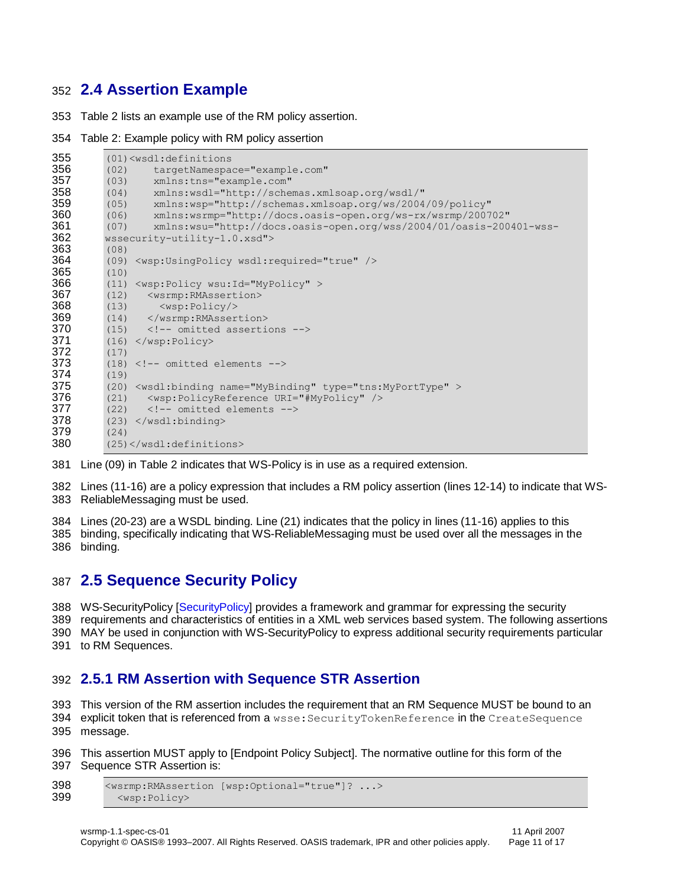## 2.4 Assertion Example

Table 2 lists an example use of the RM policy assertion.

Table 2: Example policy with RM policy assertion

```
(01)<wsdl:definitions
(02)    targetNamespace="example.com"
(03)    xmlns:tns="example.com"
(04)    xmlns:wsdl="http://schemas.xmlsoap.org/wsdl/"
(05)    xmlns:wsp="http://schemas.xmlsoap.org/ws/2004/09/policy"
(06)    xmlns:wsrmp="http://docs.oasis-open.org/ws-rx/wsrmp/200702"
(07)    xmlns:wsu="http://docs.oasis-open.org/wss/2004/01/oasis-200401-wss-
wssecurity-utility-1.0.xsd">
(08)
(09) <wsp:UsingPolicy wsdl:required="true" />
(10)
(11) <wsp:Policy wsu:Id="MyPolicy" >
(12)   <wsrmp:RMAssertion>
(13)     <wsp:Policy/>
(14)   </wsrmp:RMAssertion>
(15)   <!-- omitted assertions -->
(16) </wsp:Policy>
(17)
(18) <!-- omitted elements -->
(19)
(20) <wsdl:binding name="MyBinding" type="tns:MyPortType" >
(21)   <wsp:PolicyReference URI="#MyPolicy" />
(22)   <!-- omitted elements -->
(23) </wsdl:binding>
(24)
(25)</wsdl:definitions>
```

Line (09) in Table 2 indicates that WS-Policy is in use as a required extension.

Lines (11-16) are a policy expression that includes a RM policy assertion (lines 12-14) to indicate that WS-ReliableMessaging must be used.

Lines (20-23) are a WSDL binding. Line (21) indicates that the policy in lines (11-16) applies to this binding, specifically indicating that WS-ReliableMessaging must be used over all the messages in the binding.

## 2.5 Sequence Security Policy

WS-SecurityPolicy [SecurityPolicy] provides a framework and grammar for expressing the security requirements and characteristics of entities in a XML web services based system. The following assertions MAY be used in conjunction with WS-SecurityPolicy to express additional security requirements particular to RM Sequences.

### 2.5.1 RM Assertion with Sequence STR Assertion

This version of the RM assertion includes the requirement that an RM Sequence MUST be bound to an explicit token that is referenced from a `wsse:SecurityTokenReference` in the `CreateSequence` message.

This assertion MUST apply to [Endpoint Policy Subject]. The normative outline for this form of the Sequence STR Assertion is:

```
<wsrmp:RMAssertion [wsp:Optional="true"]? ...>
  <wsp:Policy>
```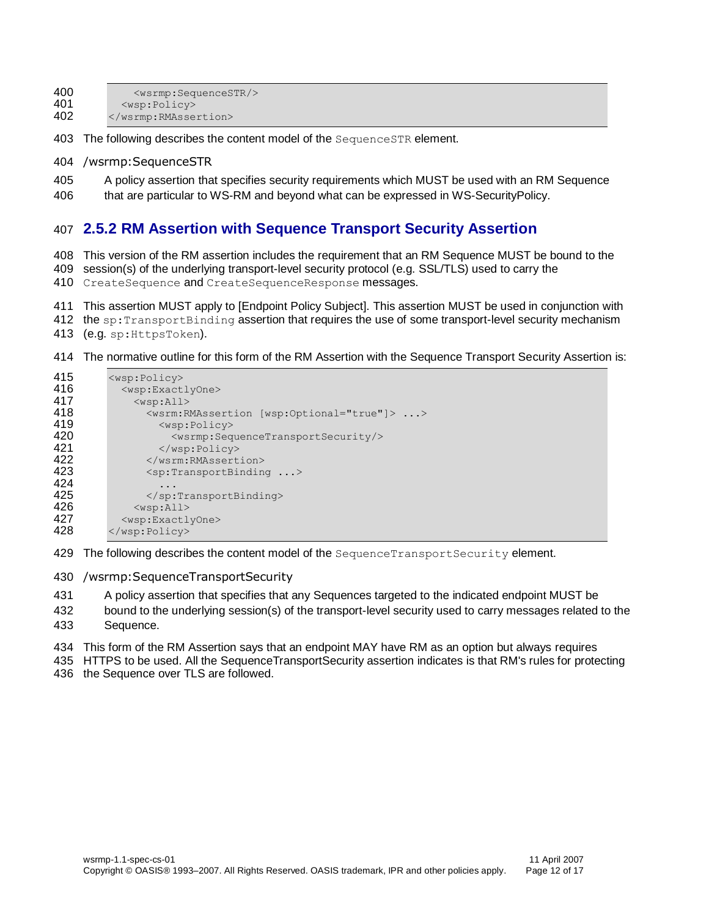```
      <wsrmp:SequenceSTR/>
    <wsp:Policy>
</wsrmp:RMAssertion>
```

The following describes the content model of the `SequenceSTR` element.

/wsrmp:SequenceSTR

A policy assertion that specifies security requirements which MUST be used with an RM Sequence that are particular to WS-RM and beyond what can be expressed in WS-SecurityPolicy.

### 2.5.2 RM Assertion with Sequence Transport Security Assertion

This version of the RM assertion includes the requirement that an RM Sequence MUST be bound to the session(s) of the underlying transport-level security protocol (e.g. SSL/TLS) used to carry the `CreateSequence` and `CreateSequenceResponse` messages.

This assertion MUST apply to [Endpoint Policy Subject]. This assertion MUST be used in conjunction with the `sp:TransportBinding` assertion that requires the use of some transport-level security mechanism (e.g. `sp:HttpsToken`).

The normative outline for this form of the RM Assertion with the Sequence Transport Security Assertion is:

```
<wsp:Policy>
  <wsp:ExactlyOne>
    <wsp:All>
      <wsrm:RMAssertion [wsp:Optional="true"]> ...>
        <wsp:Policy>
          <wsrmp:SequenceTransportSecurity/>
        </wsp:Policy>
      </wsrm:RMAssertion>
      <sp:TransportBinding ...>
        ...
      </sp:TransportBinding>
    <wsp:All>
  <wsp:ExactlyOne>
</wsp:Policy>
```

The following describes the content model of the `SequenceTransportSecurity` element.

/wsrmp:SequenceTransportSecurity

A policy assertion that specifies that any Sequences targeted to the indicated endpoint MUST be bound to the underlying session(s) of the transport-level security used to carry messages related to the Sequence.

This form of the RM Assertion says that an endpoint MAY have RM as an option but always requires HTTPS to be used. All the SequenceTransportSecurity assertion indicates is that RM's rules for protecting the Sequence over TLS are followed.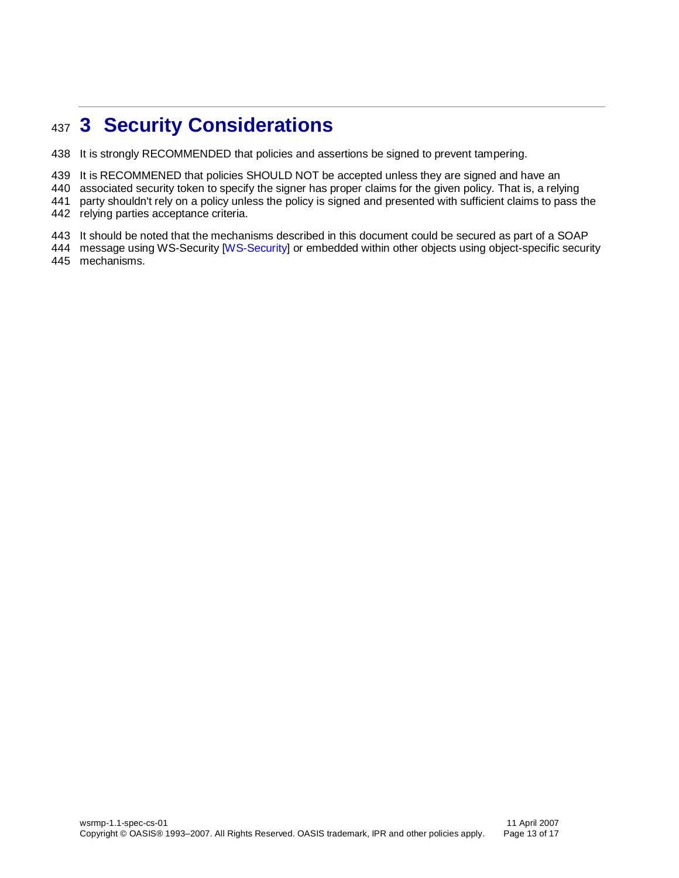# 3 Security Considerations

It is strongly RECOMMENDED that policies and assertions be signed to prevent tampering.

It is RECOMMENED that policies SHOULD NOT be accepted unless they are signed and have an associated security token to specify the signer has proper claims for the given policy. That is, a relying party shouldn't rely on a policy unless the policy is signed and presented with sufficient claims to pass the relying parties acceptance criteria.

It should be noted that the mechanisms described in this document could be secured as part of a SOAP message using WS-Security [WS-Security] or embedded within other objects using object-specific security mechanisms.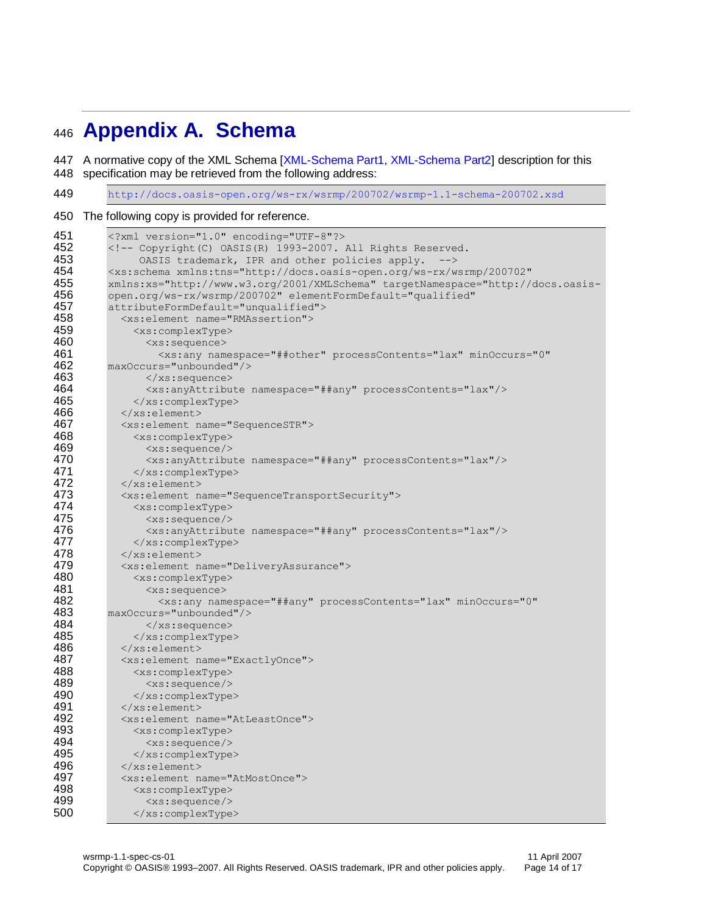# Appendix A. Schema

A normative copy of the XML Schema [XML-Schema Part1, XML-Schema Part2] description for this specification may be retrieved from the following address:

```
http://docs.oasis-open.org/ws-rx/wsrmp/200702/wsrmp-1.1-schema-200702.xsd
```

The following copy is provided for reference.

```
<?xml version="1.0" encoding="UTF-8"?>
<!-- Copyright(C) OASIS(R) 1993-2007. All Rights Reserved.
     OASIS trademark, IPR and other policies apply.  -->
<xs:schema xmlns:tns="http://docs.oasis-open.org/ws-rx/wsrmp/200702"
xmlns:xs="http://www.w3.org/2001/XMLSchema" targetNamespace="http://docs.oasis-
open.org/ws-rx/wsrmp/200702" elementFormDefault="qualified"
attributeFormDefault="unqualified">
  <xs:element name="RMAssertion">
    <xs:complexType>
      <xs:sequence>
        <xs:any namespace="##other" processContents="lax" minOccurs="0"
maxOccurs="unbounded"/>
      </xs:sequence>
      <xs:anyAttribute namespace="##any" processContents="lax"/>
    </xs:complexType>
  </xs:element>
  <xs:element name="SequenceSTR">
    <xs:complexType>
      <xs:sequence/>
      <xs:anyAttribute namespace="##any" processContents="lax"/>
    </xs:complexType>
  </xs:element>
  <xs:element name="SequenceTransportSecurity">
    <xs:complexType>
      <xs:sequence/>
      <xs:anyAttribute namespace="##any" processContents="lax"/>
    </xs:complexType>
  </xs:element>
  <xs:element name="DeliveryAssurance">
    <xs:complexType>
      <xs:sequence>
        <xs:any namespace="##any" processContents="lax" minOccurs="0"
maxOccurs="unbounded"/>
      </xs:sequence>
    </xs:complexType>
  </xs:element>
  <xs:element name="ExactlyOnce">
    <xs:complexType>
      <xs:sequence/>
    </xs:complexType>
  </xs:element>
  <xs:element name="AtLeastOnce">
    <xs:complexType>
      <xs:sequence/>
    </xs:complexType>
  </xs:element>
  <xs:element name="AtMostOnce">
    <xs:complexType>
      <xs:sequence/>
    </xs:complexType>
```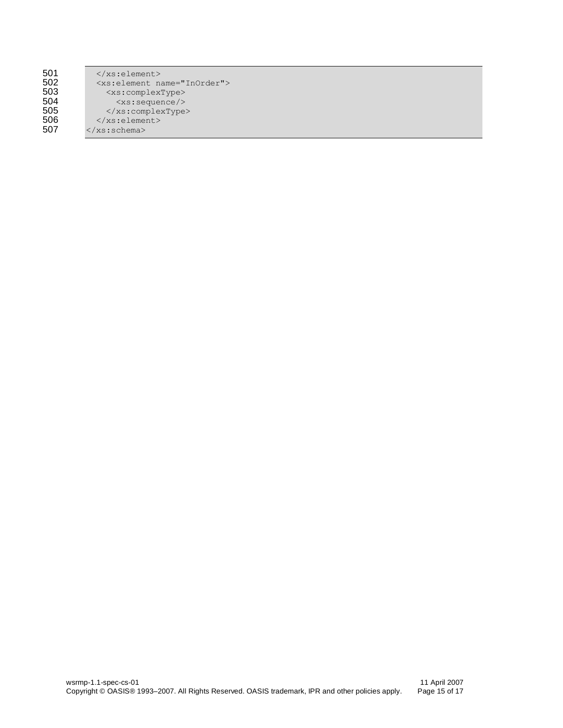```
501      </xs:element>
502      <xs:element name="InOrder">
503        <xs:complexType>
504          <xs:sequence/>
505        </xs:complexType>
506      </xs:element>
507    </xs:schema>
```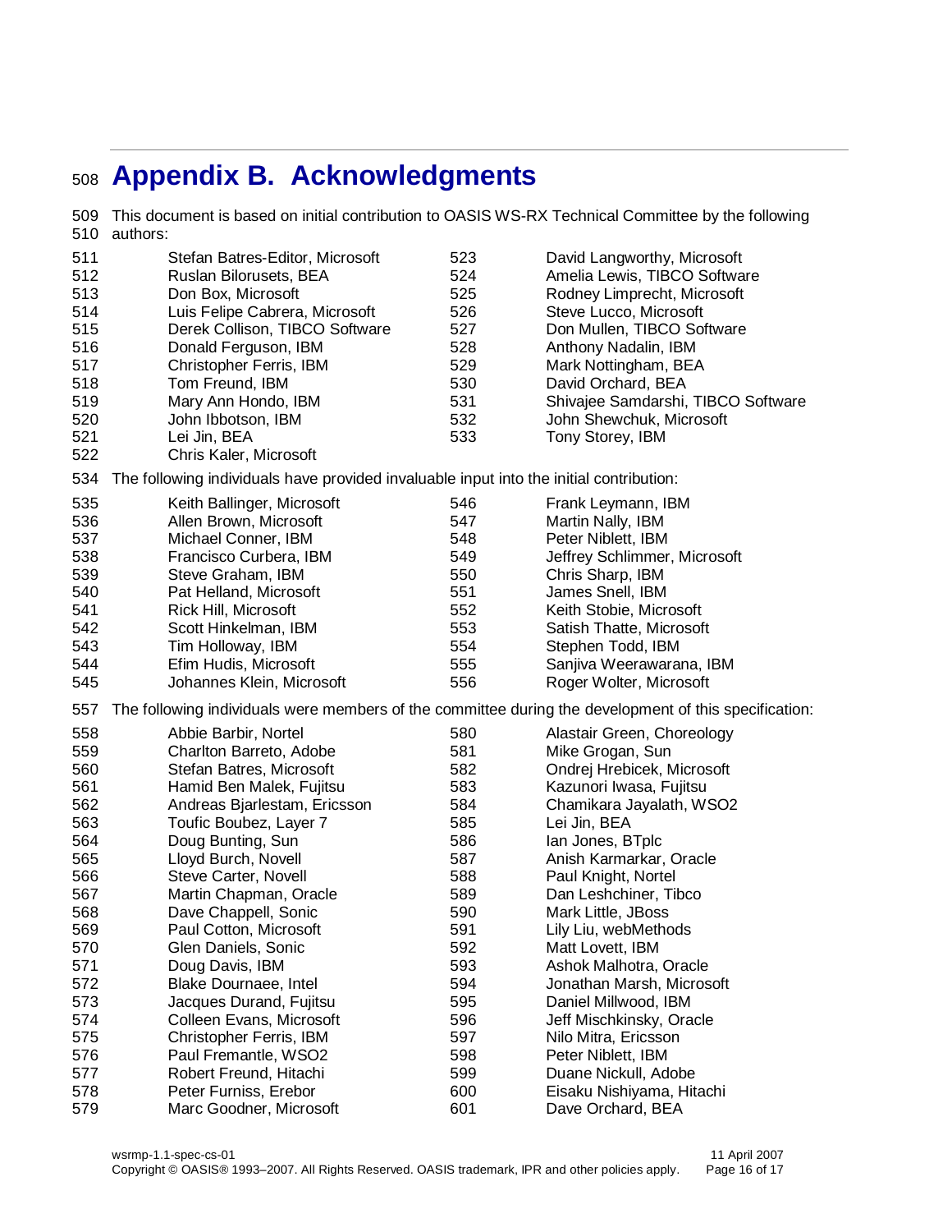# Appendix B. Acknowledgments

This document is based on initial contribution to OASIS WS-RX Technical Committee by the following authors:

- Stefan Batres-Editor, Microsoft
- Ruslan Bilorusets, BEA
- Don Box, Microsoft
- Luis Felipe Cabrera, Microsoft
- Derek Collison, TIBCO Software
- Donald Ferguson, IBM
- Christopher Ferris, IBM
- Tom Freund, IBM
- Mary Ann Hondo, IBM
- John Ibbotson, IBM
- Lei Jin, BEA
- Chris Kaler, Microsoft
- David Langworthy, Microsoft
- Amelia Lewis, TIBCO Software
- Rodney Limprecht, Microsoft
- Steve Lucco, Microsoft
- Don Mullen, TIBCO Software
- Anthony Nadalin, IBM
- Mark Nottingham, BEA
- David Orchard, BEA
- Shivajee Samdarshi, TIBCO Software
- John Shewchuk, Microsoft
- Tony Storey, IBM

The following individuals have provided invaluable input into the initial contribution:

- Keith Ballinger, Microsoft
- Allen Brown, Microsoft
- Michael Conner, IBM
- Francisco Curbera, IBM
- Steve Graham, IBM
- Pat Helland, Microsoft
- Rick Hill, Microsoft
- Scott Hinkelman, IBM
- Tim Holloway, IBM
- Efim Hudis, Microsoft
- Johannes Klein, Microsoft
- Frank Leymann, IBM
- Martin Nally, IBM
- Peter Niblett, IBM
- Jeffrey Schlimmer, Microsoft
- Chris Sharp, IBM
- James Snell, IBM
- Keith Stobie, Microsoft
- Satish Thatte, Microsoft
- Stephen Todd, IBM
- Sanjiva Weerawarana, IBM
- Roger Wolter, Microsoft

The following individuals were members of the committee during the development of this specification:

- Abbie Barbir, Nortel
- Charlton Barreto, Adobe
- Stefan Batres, Microsoft
- Hamid Ben Malek, Fujitsu
- Andreas Bjarlestam, Ericsson
- Toufic Boubez, Layer 7
- Doug Bunting, Sun
- Lloyd Burch, Novell
- Steve Carter, Novell
- Martin Chapman, Oracle
- Dave Chappell, Sonic
- Paul Cotton, Microsoft
- Glen Daniels, Sonic
- Doug Davis, IBM
- Blake Dournaee, Intel
- Jacques Durand, Fujitsu
- Colleen Evans, Microsoft
- Christopher Ferris, IBM
- Paul Fremantle, WSO2
- Robert Freund, Hitachi
- Peter Furniss, Erebor
- Marc Goodner, Microsoft
- Alastair Green, Choreology
- Mike Grogan, Sun
- Ondrej Hrebicek, Microsoft
- Kazunori Iwasa, Fujitsu
- Chamikara Jayalath, WSO2
- Lei Jin, BEA
- Ian Jones, BTplc
- Anish Karmarkar, Oracle
- Paul Knight, Nortel
- Dan Leshchiner, Tibco
- Mark Little, JBoss
- Lily Liu, webMethods
- Matt Lovett, IBM
- Ashok Malhotra, Oracle
- Jonathan Marsh, Microsoft
- Daniel Millwood, IBM
- Jeff Mischkinsky, Oracle
- Nilo Mitra, Ericsson
- Peter Niblett, IBM
- Duane Nickull, Adobe
- Eisaku Nishiyama, Hitachi
- Dave Orchard, BEA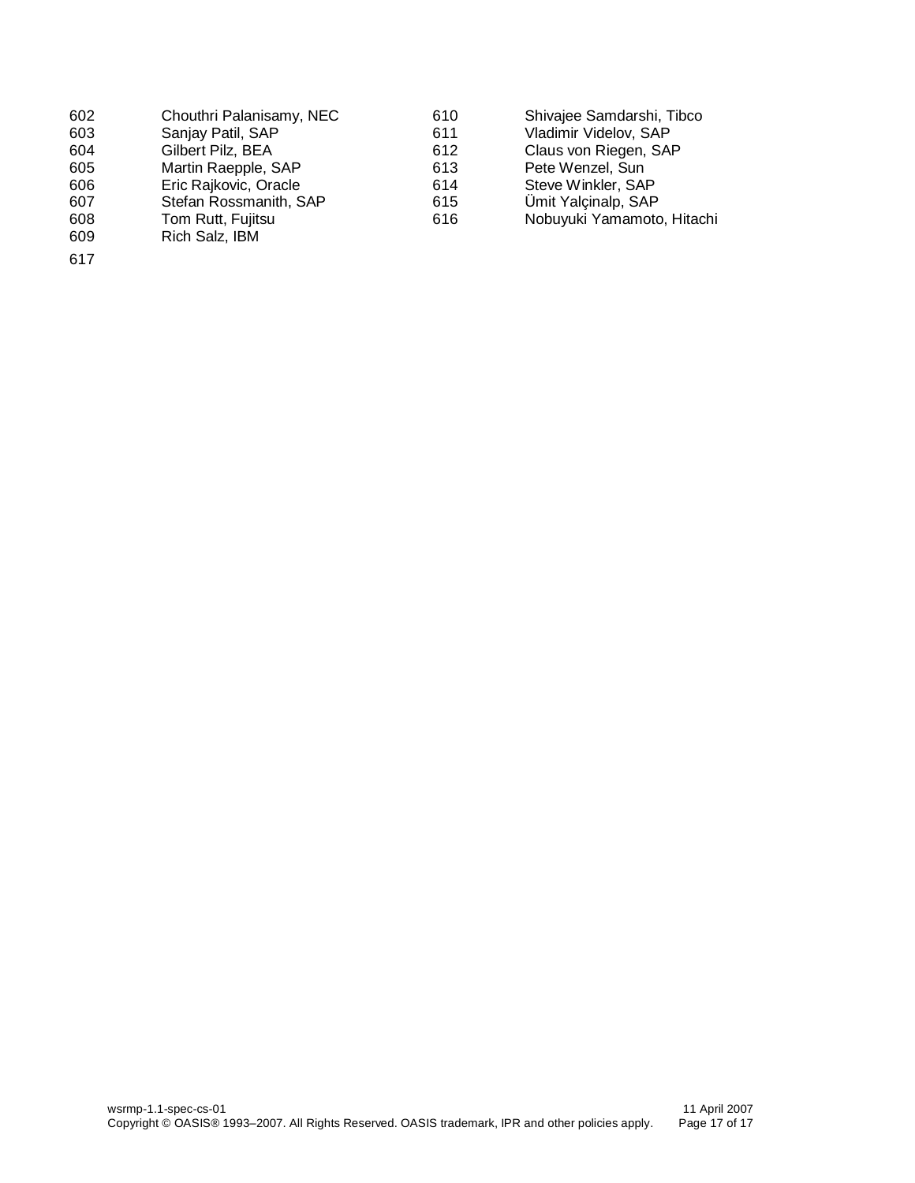602 Chouthri Palanisamy, NEC
603 Sanjay Patil, SAP
604 Gilbert Pilz, BEA
605 Martin Raepple, SAP
606 Eric Rajkovic, Oracle
607 Stefan Rossmanith, SAP
608 Tom Rutt, Fujitsu
609 Rich Salz, IBM
610 Shivajee Samdarshi, Tibco
611 Vladimir Videlov, SAP
612 Claus von Riegen, SAP
613 Pete Wenzel, Sun
614 Steve Winkler, SAP
615 Ümit Yalçinalp, SAP
616 Nobuyuki Yamamoto, Hitachi

617